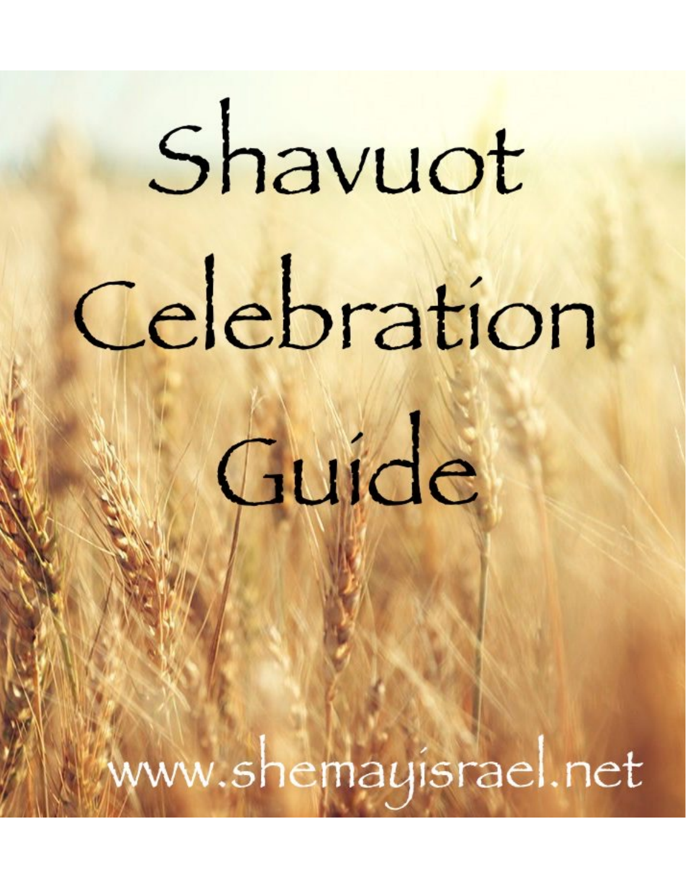# Shavuot Celebration Guide

www.shemayisrael.net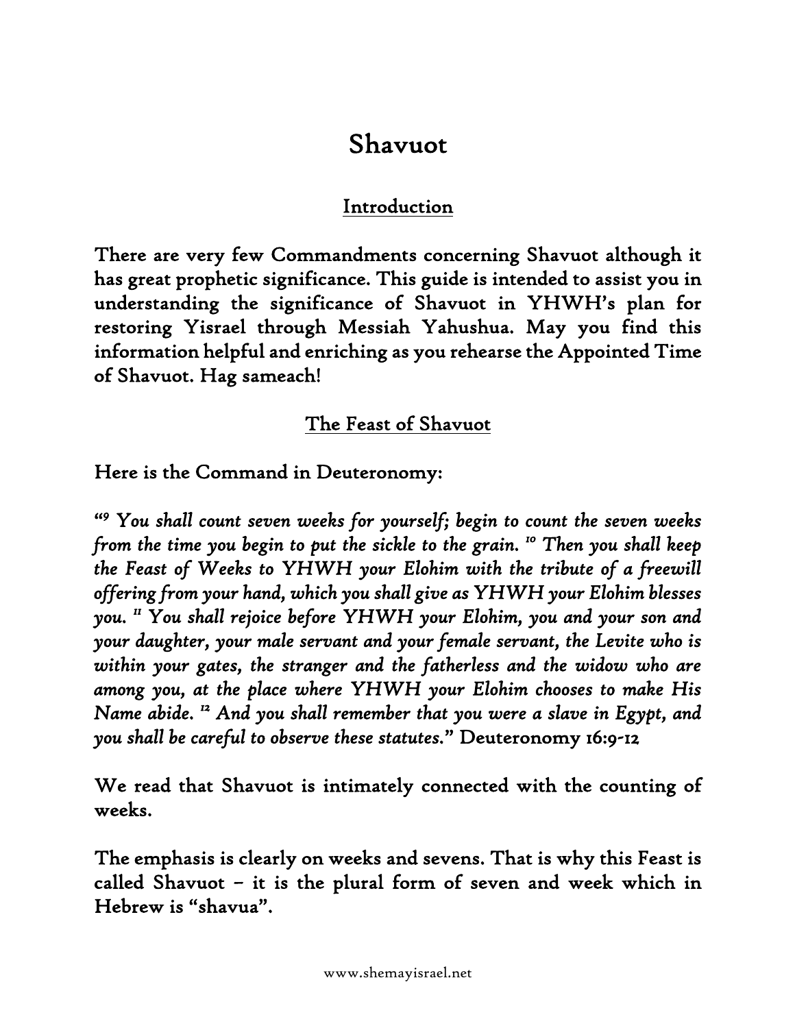# Shavuot

## Introduction

There are very few Commandments concerning Shavuot although it has great prophetic significance. This guide is intended to assist you in understanding the significance of Shavuot in YHWH's plan for restoring Yisrael through Messiah Yahushua. May you find this information helpful and enriching as you rehearse the Appointed Time of Shavuot. Hag sameach!

## The Feast of Shavuot

Here is the Command in Deuteronomy:

"[9] *You shall count seven weeks for yourself; begin to count the seven weeks from the time you begin to put the sickle to the grain.* [10] *Then you shall keep the Feast of Weeks to YHWH your Elohim with the tribute of a freewill offering from your hand, which you shall give as YHWH your Elohim blesses you.* [11] *You shall rejoice before YHWH your Elohim, you and your son and your daughter, your male servant and your female servant, the Levite who is within your gates, the stranger and the fatherless and the widow who are among you, at the place where YHWH your Elohim chooses to make His Name abide.* [12] *And you shall remember that you were a slave in Egypt, and you shall be careful to observe these statutes.*" Deuteronomy 16:9-12

We read that Shavuot is intimately connected with the counting of weeks.

The emphasis is clearly on weeks and sevens. That is why this Feast is called Shavuot – it is the plural form of seven and week which in Hebrew is "shavua".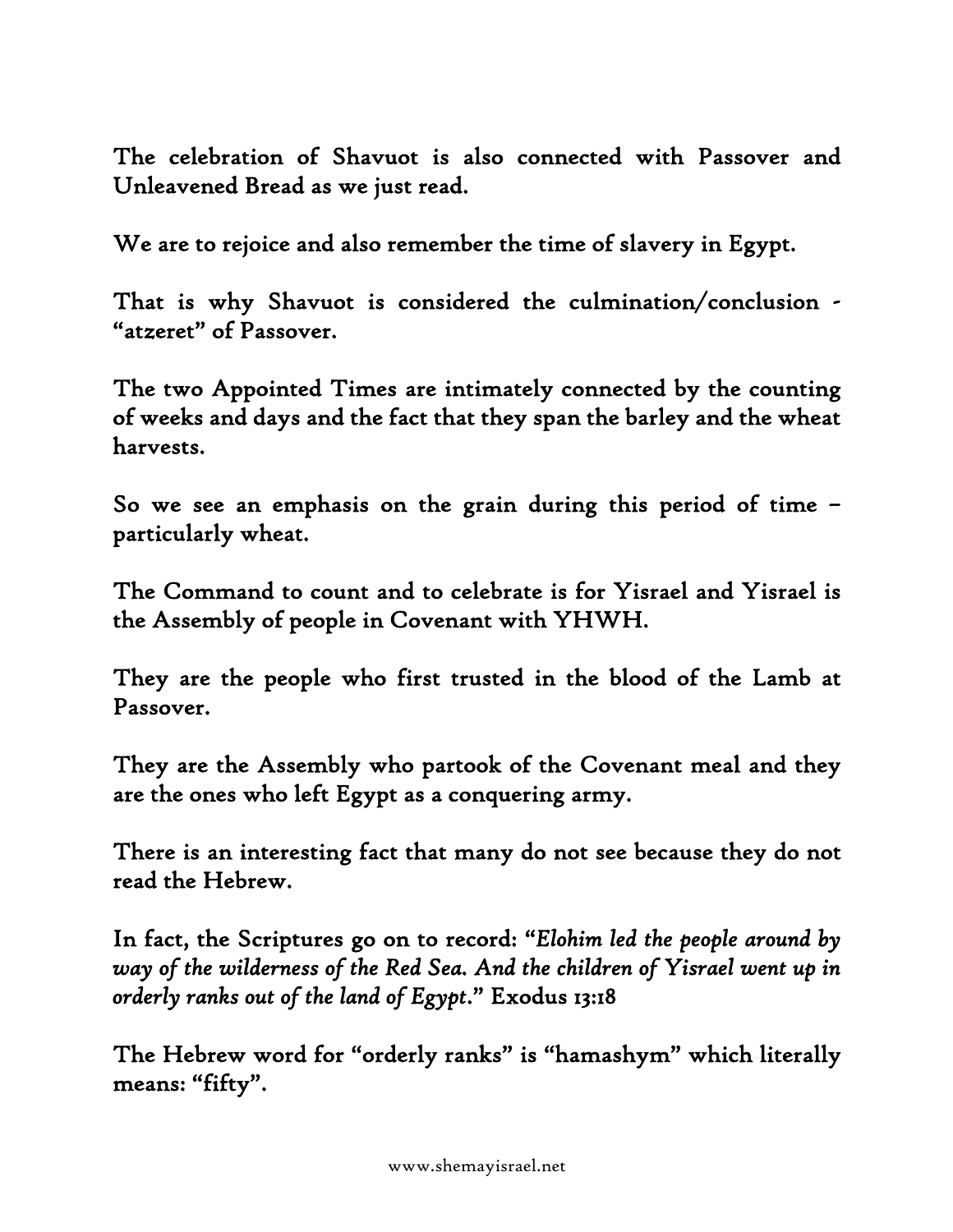The celebration of Shavuot is also connected with Passover and Unleavened Bread as we just read.

We are to rejoice and also remember the time of slavery in Egypt.

That is why Shavuot is considered the culmination/conclusion - "atzeret" of Passover.

The two Appointed Times are intimately connected by the counting of weeks and days and the fact that they span the barley and the wheat harvests.

So we see an emphasis on the grain during this period of time – particularly wheat.

The Command to count and to celebrate is for Yisrael and Yisrael is the Assembly of people in Covenant with YHWH.

They are the people who first trusted in the blood of the Lamb at Passover.

They are the Assembly who partook of the Covenant meal and they are the ones who left Egypt as a conquering army.

There is an interesting fact that many do not see because they do not read the Hebrew.

In fact, the Scriptures go on to record: "*Elohim led the people around by way of the wilderness of the Red Sea. And the children of Yisrael went up in orderly ranks out of the land of Egypt*." Exodus 13:18

The Hebrew word for "orderly ranks" is "hamashym" which literally means: "fifty".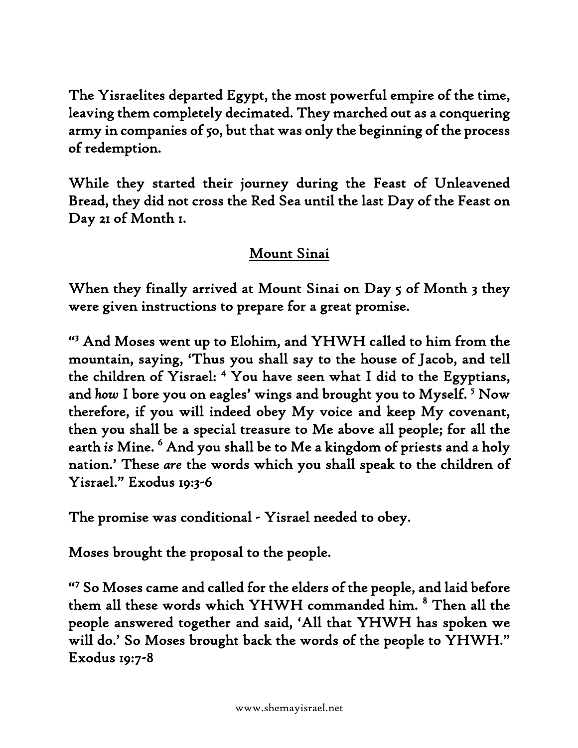The Yisraelites departed Egypt, the most powerful empire of the time, leaving them completely decimated. They marched out as a conquering army in companies of 50, but that was only the beginning of the process of redemption.

While they started their journey during the Feast of Unleavened Bread, they did not cross the Red Sea until the last Day of the Feast on Day 21 of Month 1.

## Mount Sinai

When they finally arrived at Mount Sinai on Day 5 of Month 3 they were given instructions to prepare for a great promise.

"[3] And Moses went up to Elohim, and YHWH called to him from the mountain, saying, 'Thus you shall say to the house of Jacob, and tell the children of Yisrael: [4] You have seen what I did to the Egyptians, and *how* I bore you on eagles' wings and brought you to Myself. [5] Now therefore, if you will indeed obey My voice and keep My covenant, then you shall be a special treasure to Me above all people; for all the earth *is* Mine. [6] And you shall be to Me a kingdom of priests and a holy nation.' These *are* the words which you shall speak to the children of Yisrael." Exodus 19:3-6

The promise was conditional - Yisrael needed to obey.

Moses brought the proposal to the people.

"[7] So Moses came and called for the elders of the people, and laid before them all these words which YHWH commanded him. [8] Then all the people answered together and said, 'All that YHWH has spoken we will do.' So Moses brought back the words of the people to YHWH." Exodus 19:7-8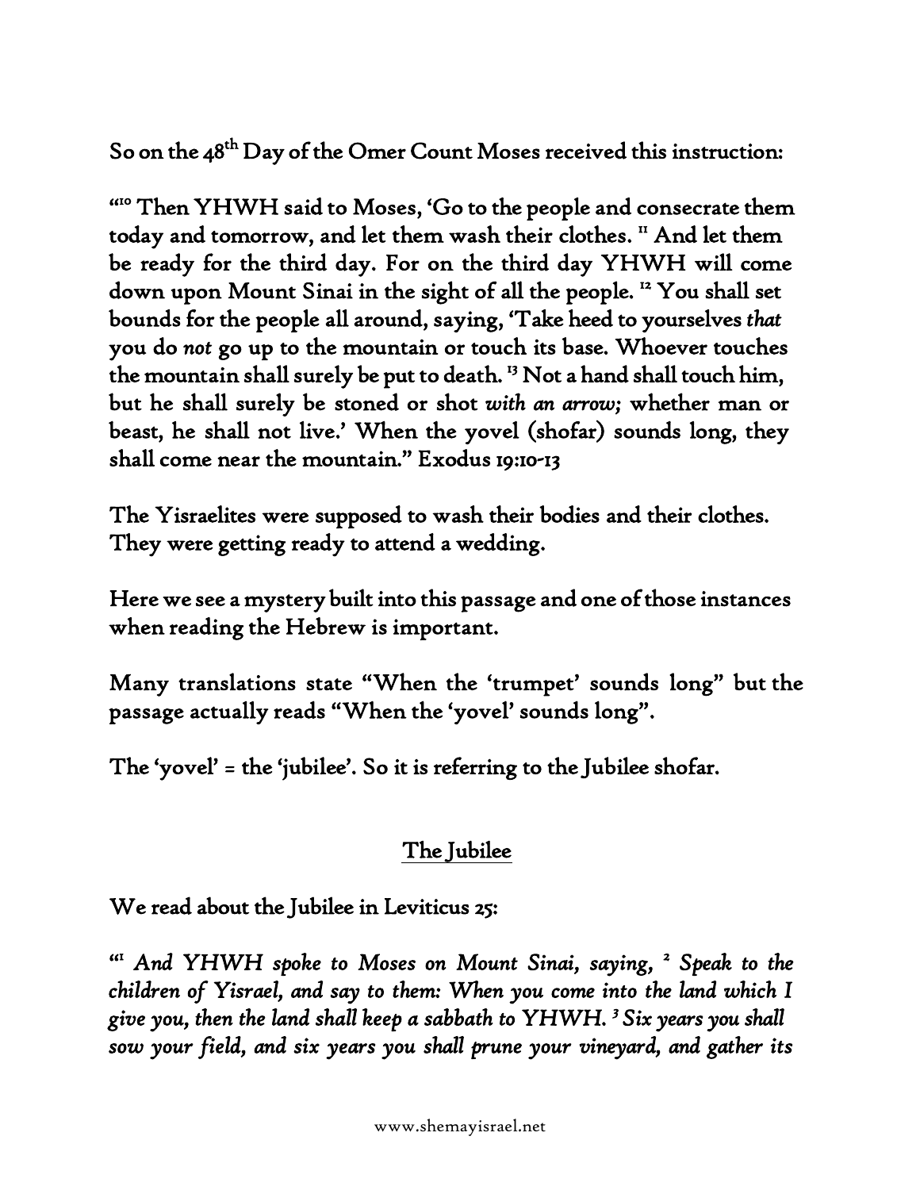So on the 48th Day of the Omer Count Moses received this instruction:

"[10] Then YHWH said to Moses, 'Go to the people and consecrate them today and tomorrow, and let them wash their clothes. [11] And let them be ready for the third day. For on the third day YHWH will come down upon Mount Sinai in the sight of all the people. [12] You shall set bounds for the people all around, saying, 'Take heed to yourselves *that* you do *not* go up to the mountain or touch its base. Whoever touches the mountain shall surely be put to death. [13] Not a hand shall touch him, but he shall surely be stoned or shot *with an arrow;* whether man or beast, he shall not live.' When the yovel (shofar) sounds long, they shall come near the mountain." Exodus 19:10-13

The Yisraelites were supposed to wash their bodies and their clothes. They were getting ready to attend a wedding.

Here we see a mystery built into this passage and one of those instances when reading the Hebrew is important.

Many translations state "When the 'trumpet' sounds long" but the passage actually reads "When the 'yovel' sounds long".

The 'yovel' = the 'jubilee'. So it is referring to the Jubilee shofar.

## The Jubilee

We read about the Jubilee in Leviticus 25:

"[1] *And YHWH spoke to Moses on Mount Sinai, saying,* [2] *Speak to the children of Yisrael, and say to them: When you come into the land which I give you, then the land shall keep a sabbath to YHWH.* [3] *Six years you shall sow your field, and six years you shall prune your vineyard, and gather its*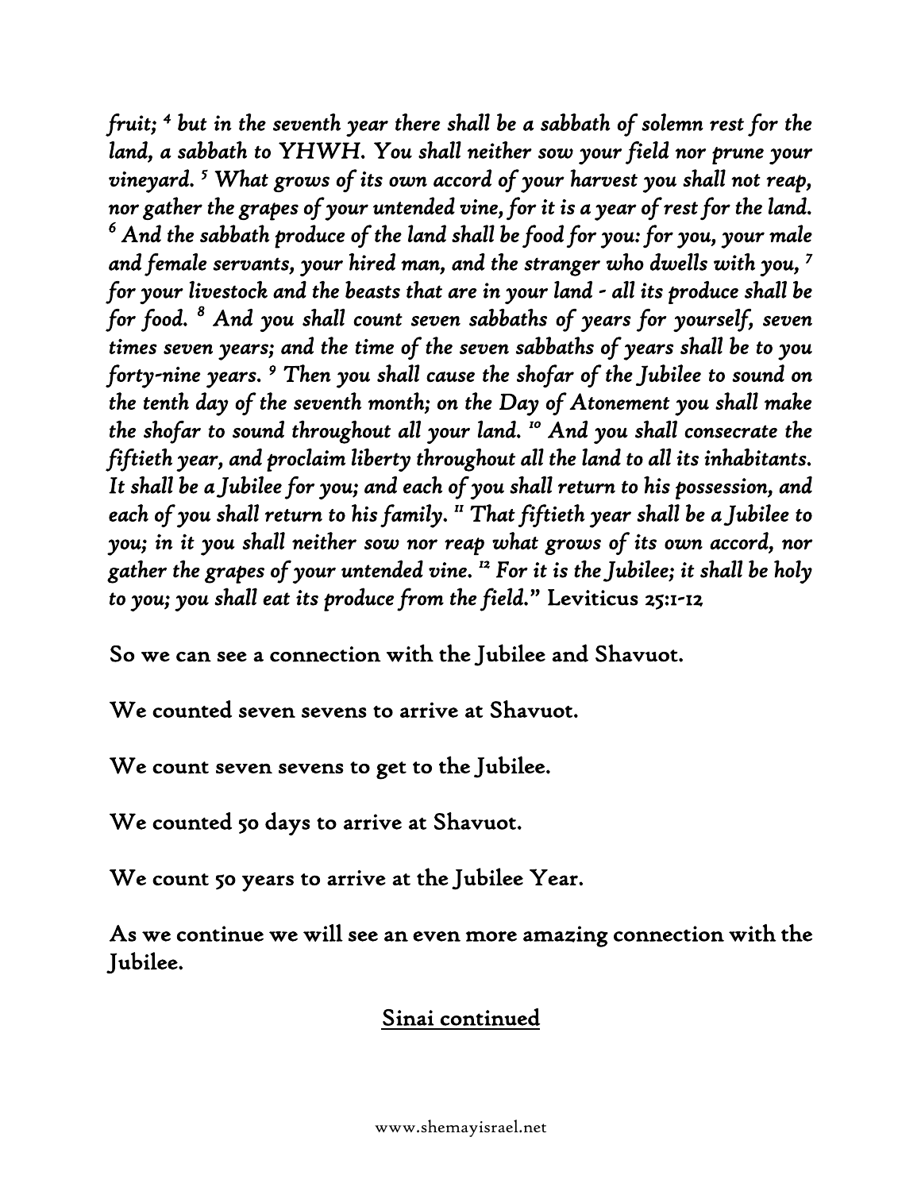*fruit; [4] but in the seventh year there shall be a sabbath of solemn rest for the land, a sabbath to YHWH. You shall neither sow your field nor prune your vineyard. [5] What grows of its own accord of your harvest you shall not reap, nor gather the grapes of your untended vine, for it is a year of rest for the land. [6] And the sabbath produce of the land shall be food for you: for you, your male and female servants, your hired man, and the stranger who dwells with you, [7] for your livestock and the beasts that are in your land - all its produce shall be for food. [8] And you shall count seven sabbaths of years for yourself, seven times seven years; and the time of the seven sabbaths of years shall be to you forty-nine years. [9] Then you shall cause the shofar of the Jubilee to sound on the tenth day of the seventh month; on the Day of Atonement you shall make the shofar to sound throughout all your land. [10] And you shall consecrate the fiftieth year, and proclaim liberty throughout all the land to all its inhabitants. It shall be a Jubilee for you; and each of you shall return to his possession, and each of you shall return to his family. [11] That fiftieth year shall be a Jubilee to you; in it you shall neither sow nor reap what grows of its own accord, nor gather the grapes of your untended vine. [12] For it is the Jubilee; it shall be holy to you; you shall eat its produce from the field."* Leviticus 25:1-12

So we can see a connection with the Jubilee and Shavuot.

We counted seven sevens to arrive at Shavuot.

We count seven sevens to get to the Jubilee.

We counted 50 days to arrive at Shavuot.

We count 50 years to arrive at the Jubilee Year.

As we continue we will see an even more amazing connection with the Jubilee.

## Sinai continued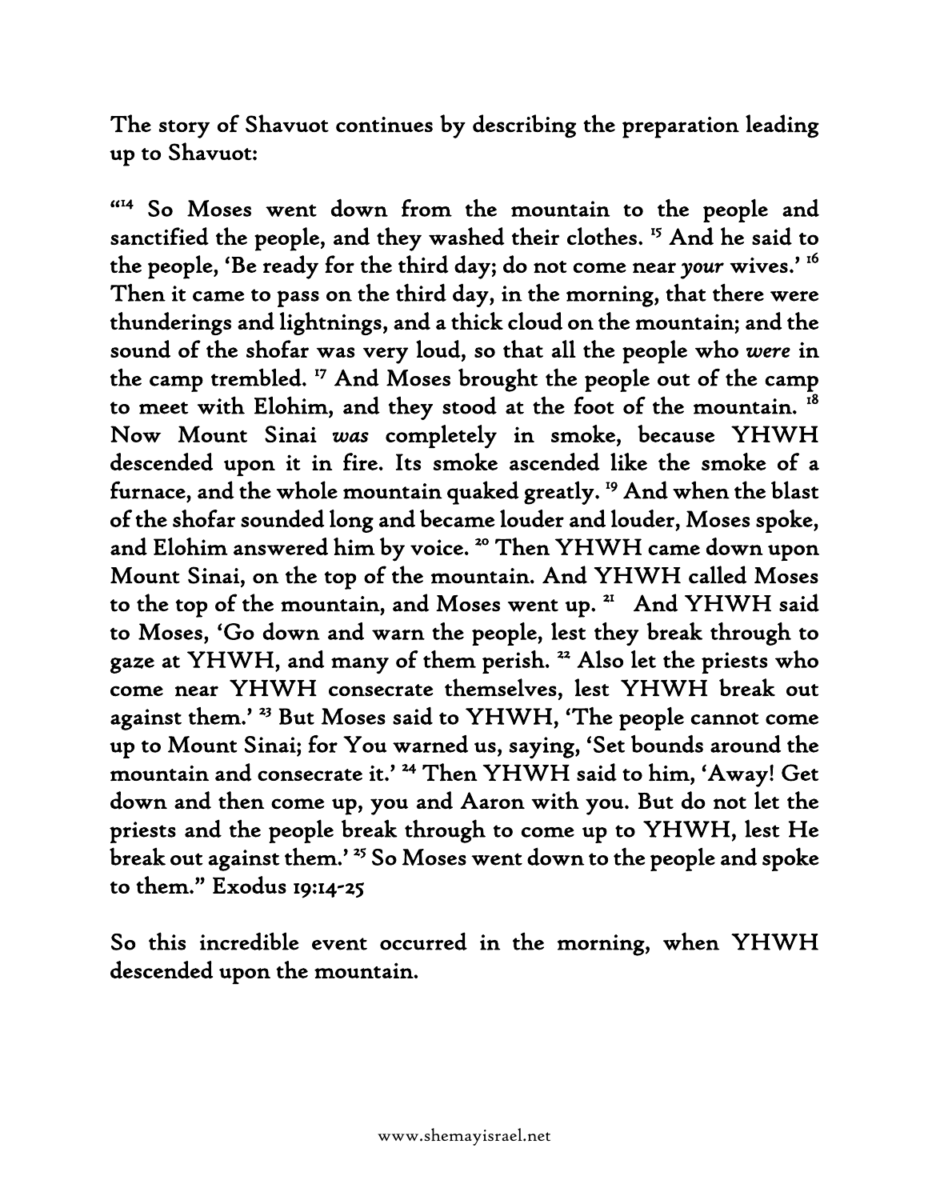The story of Shavuot continues by describing the preparation leading up to Shavuot:

"[14] So Moses went down from the mountain to the people and sanctified the people, and they washed their clothes. [15] And he said to the people, 'Be ready for the third day; do not come near *your* wives.' [16] Then it came to pass on the third day, in the morning, that there were thunderings and lightnings, and a thick cloud on the mountain; and the sound of the shofar was very loud, so that all the people who *were* in the camp trembled. [17] And Moses brought the people out of the camp to meet with Elohim, and they stood at the foot of the mountain. [18] Now Mount Sinai *was* completely in smoke, because YHWH descended upon it in fire. Its smoke ascended like the smoke of a furnace, and the whole mountain quaked greatly. [19] And when the blast of the shofar sounded long and became louder and louder, Moses spoke, and Elohim answered him by voice. [20] Then YHWH came down upon Mount Sinai, on the top of the mountain. And YHWH called Moses to the top of the mountain, and Moses went up. [21] And YHWH said to Moses, 'Go down and warn the people, lest they break through to gaze at YHWH, and many of them perish. [22] Also let the priests who come near YHWH consecrate themselves, lest YHWH break out against them.' [23] But Moses said to YHWH, 'The people cannot come up to Mount Sinai; for You warned us, saying, 'Set bounds around the mountain and consecrate it.' [24] Then YHWH said to him, 'Away! Get down and then come up, you and Aaron with you. But do not let the priests and the people break through to come up to YHWH, lest He break out against them.' [25] So Moses went down to the people and spoke to them." Exodus 19:14-25

So this incredible event occurred in the morning, when YHWH descended upon the mountain.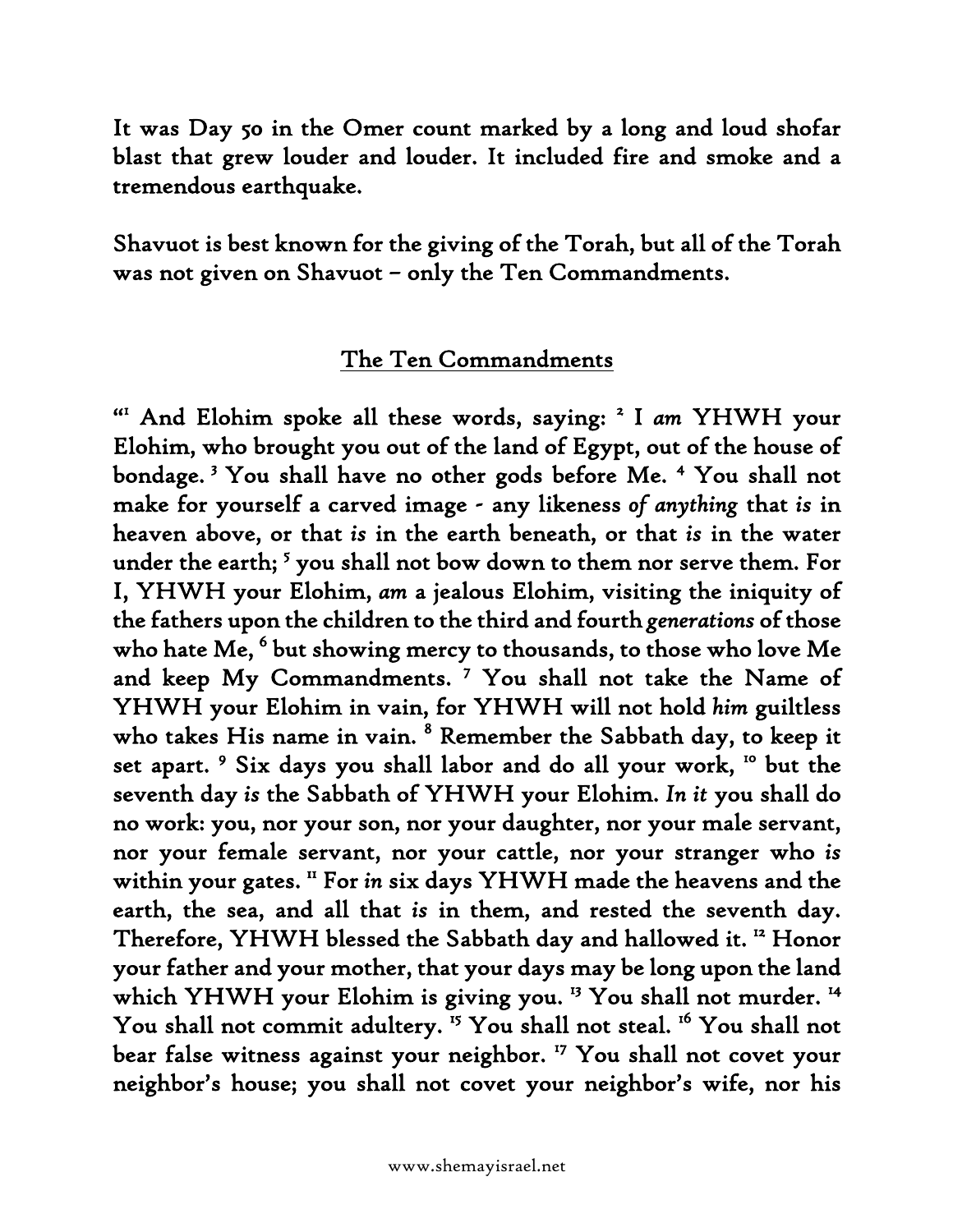**It was Day 50 in the Omer count marked by a long and loud shofar blast that grew louder and louder. It included fire and smoke and a tremendous earthquake.**

**Shavuot is best known for the giving of the Torah, but all of the Torah was not given on Shavuot – only the Ten Commandments.**

## The Ten Commandments

**"[1] And Elohim spoke all these words, saying: [2] I *am* YHWH your Elohim, who brought you out of the land of Egypt, out of the house of bondage. [3] You shall have no other gods before Me. [4] You shall not make for yourself a carved image - any likeness *of anything* that *is* in heaven above, or that *is* in the earth beneath, or that *is* in the water under the earth; [5] you shall not bow down to them nor serve them. For I, YHWH your Elohim, *am* a jealous Elohim, visiting the iniquity of the fathers upon the children to the third and fourth *generations* of those who hate Me, [6] but showing mercy to thousands, to those who love Me and keep My Commandments. [7] You shall not take the Name of YHWH your Elohim in vain, for YHWH will not hold *him* guiltless who takes His name in vain. [8] Remember the Sabbath day, to keep it set apart. [9] Six days you shall labor and do all your work, [10] but the seventh day *is* the Sabbath of YHWH your Elohim. *In it* you shall do no work: you, nor your son, nor your daughter, nor your male servant, nor your female servant, nor your cattle, nor your stranger who *is* within your gates. [11] For *in* six days YHWH made the heavens and the earth, the sea, and all that *is* in them, and rested the seventh day. Therefore, YHWH blessed the Sabbath day and hallowed it. [12] Honor your father and your mother, that your days may be long upon the land which YHWH your Elohim is giving you. [13] You shall not murder. [14] You shall not commit adultery. [15] You shall not steal. [16] You shall not bear false witness against your neighbor. [17] You shall not covet your neighbor's house; you shall not covet your neighbor's wife, nor his**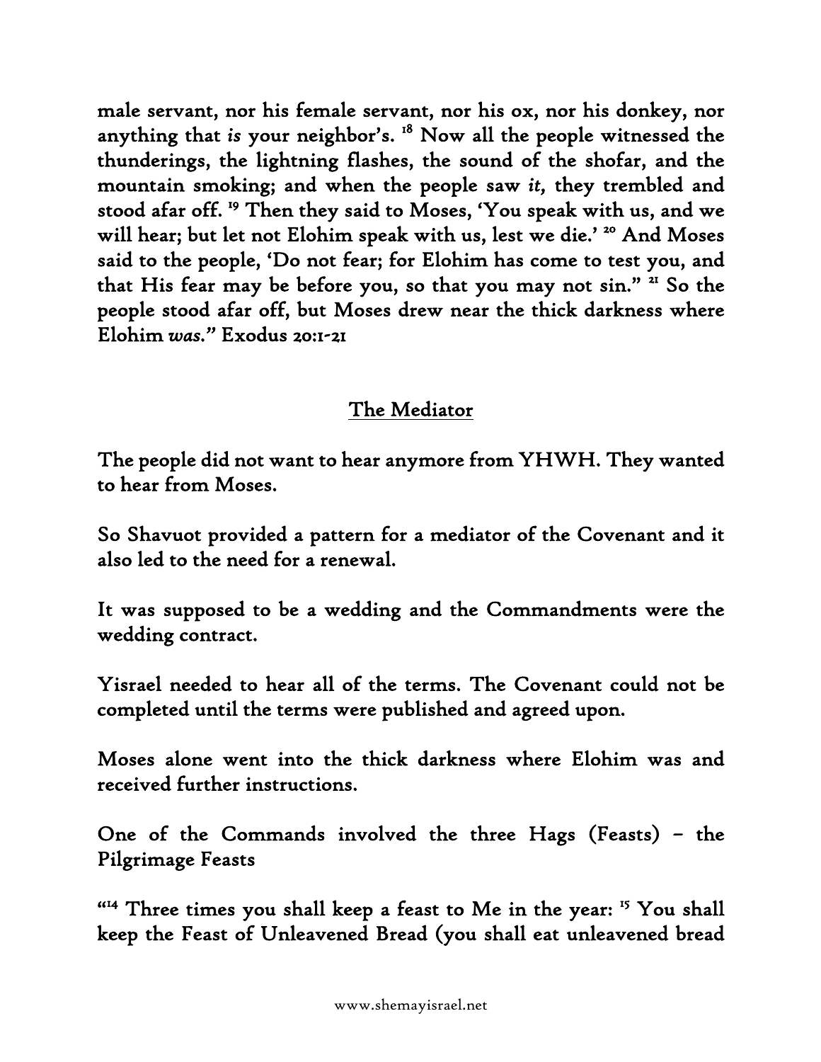male servant, nor his female servant, nor his ox, nor his donkey, nor anything that *is* your neighbor's. [18] Now all the people witnessed the thunderings, the lightning flashes, the sound of the shofar, and the mountain smoking; and when the people saw *it,* they trembled and stood afar off. [19] Then they said to Moses, 'You speak with us, and we will hear; but let not Elohim speak with us, lest we die.' [20] And Moses said to the people, 'Do not fear; for Elohim has come to test you, and that His fear may be before you, so that you may not sin." [21] So the people stood afar off, but Moses drew near the thick darkness where Elohim *was.*" Exodus 20:1-21

## The Mediator

The people did not want to hear anymore from YHWH. They wanted to hear from Moses.

So Shavuot provided a pattern for a mediator of the Covenant and it also led to the need for a renewal.

It was supposed to be a wedding and the Commandments were the wedding contract.

Yisrael needed to hear all of the terms. The Covenant could not be completed until the terms were published and agreed upon.

Moses alone went into the thick darkness where Elohim was and received further instructions.

One of the Commands involved the three Hags (Feasts) – the Pilgrimage Feasts

"[14] Three times you shall keep a feast to Me in the year: [15] You shall keep the Feast of Unleavened Bread (you shall eat unleavened bread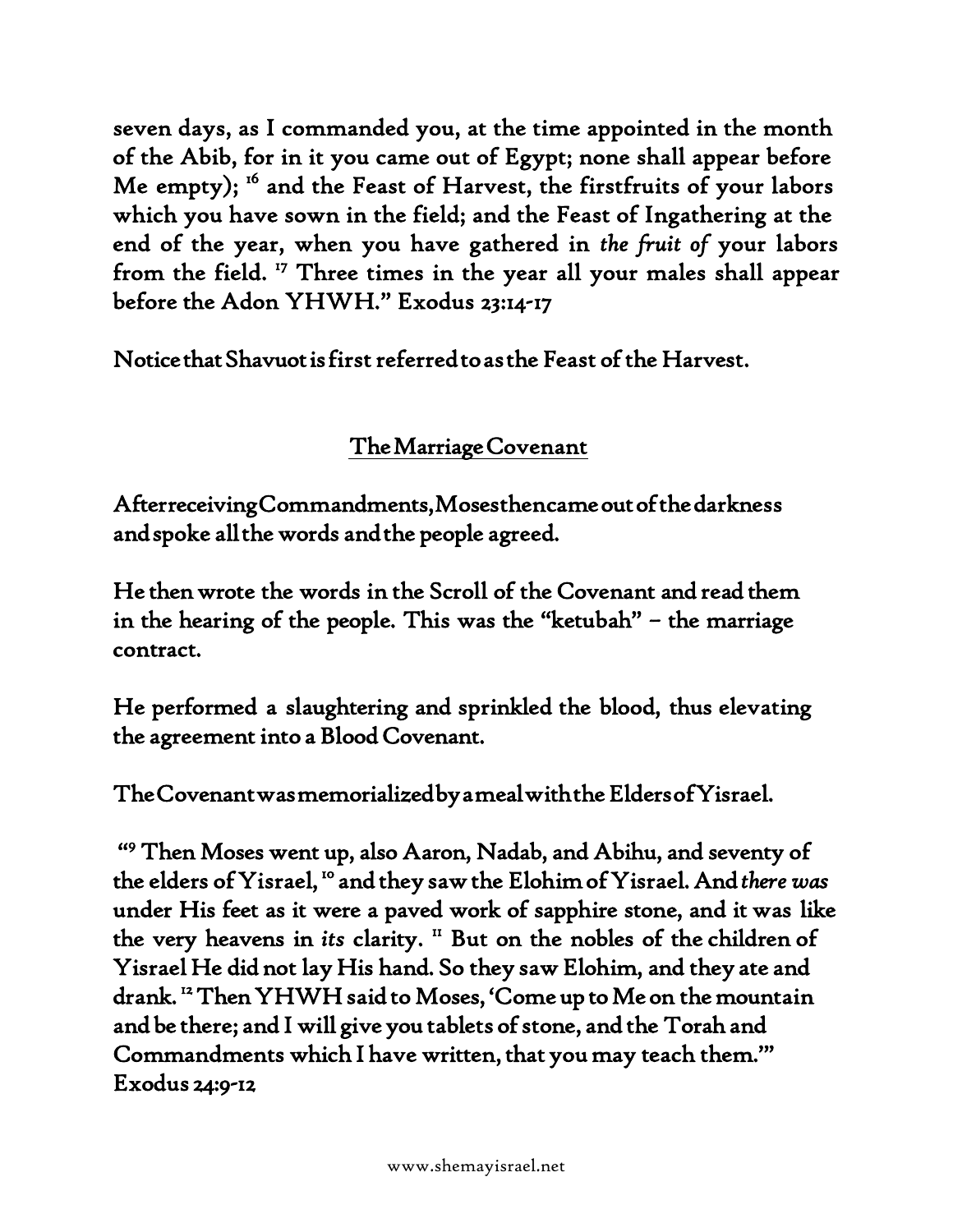seven days, as I commanded you, at the time appointed in the month of the Abib, for in it you came out of Egypt; none shall appear before Me empty); [16] and the Feast of Harvest, the firstfruits of your labors which you have sown in the field; and the Feast of Ingathering at the end of the year, when you have gathered in *the fruit of* your labors from the field. [17] Three times in the year all your males shall appear before the Adon YHWH." Exodus 23:14-17

Notice that Shavuot is first referred to as the Feast of the Harvest.

## The Marriage Covenant

After receiving Commandments, Moses then came out of the darkness and spoke all the words and the people agreed.

He then wrote the words in the Scroll of the Covenant and read them in the hearing of the people. This was the "ketubah" – the marriage contract.

He performed a slaughtering and sprinkled the blood, thus elevating the agreement into a Blood Covenant.

The Covenant was memorialized by a meal with the Elders of Yisrael.

"[9] Then Moses went up, also Aaron, Nadab, and Abihu, and seventy of the elders of Yisrael, [10] and they saw the Elohim of Yisrael. And *there was* under His feet as it were a paved work of sapphire stone, and it was like the very heavens in *its* clarity. [11] But on the nobles of the children of Yisrael He did not lay His hand. So they saw Elohim, and they ate and drank. [12] Then YHWH said to Moses, 'Come up to Me on the mountain and be there; and I will give you tablets of stone, and the Torah and Commandments which I have written, that you may teach them.'" Exodus 24:9-12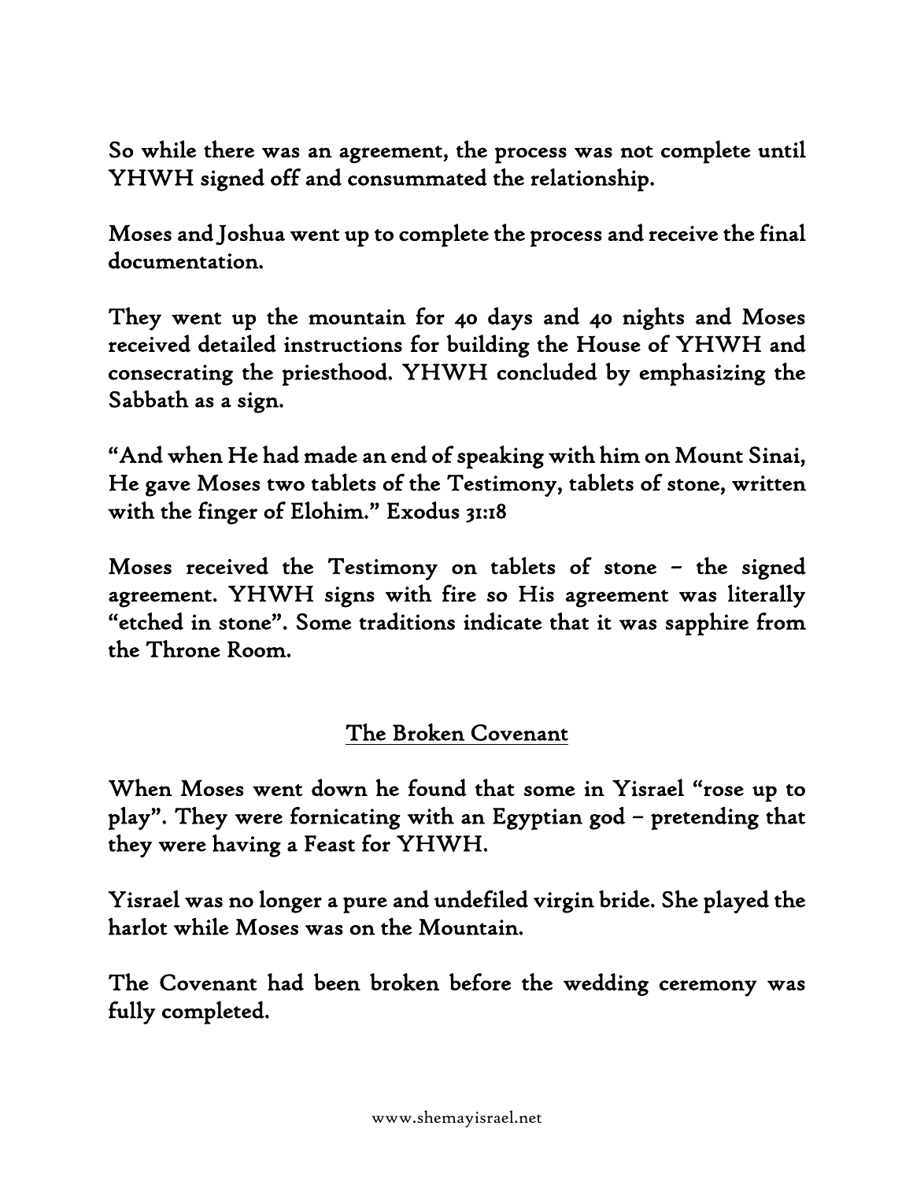So while there was an agreement, the process was not complete until YHWH signed off and consummated the relationship.

Moses and Joshua went up to complete the process and receive the final documentation.

They went up the mountain for 40 days and 40 nights and Moses received detailed instructions for building the House of YHWH and consecrating the priesthood. YHWH concluded by emphasizing the Sabbath as a sign.

"And when He had made an end of speaking with him on Mount Sinai, He gave Moses two tablets of the Testimony, tablets of stone, written with the finger of Elohim." Exodus 31:18

Moses received the Testimony on tablets of stone – the signed agreement. YHWH signs with fire so His agreement was literally "etched in stone". Some traditions indicate that it was sapphire from the Throne Room.

## The Broken Covenant

When Moses went down he found that some in Yisrael "rose up to play". They were fornicating with an Egyptian god – pretending that they were having a Feast for YHWH.

Yisrael was no longer a pure and undefiled virgin bride. She played the harlot while Moses was on the Mountain.

The Covenant had been broken before the wedding ceremony was fully completed.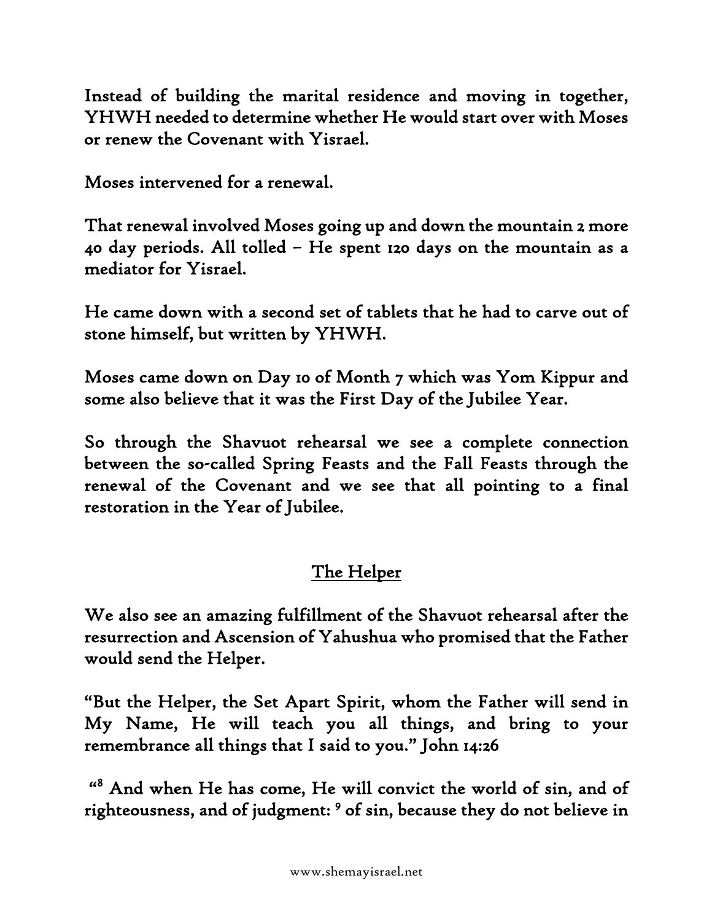Instead of building the marital residence and moving in together, YHWH needed to determine whether He would start over with Moses or renew the Covenant with Yisrael.

Moses intervened for a renewal.

That renewal involved Moses going up and down the mountain 2 more 40 day periods. All tolled – He spent 120 days on the mountain as a mediator for Yisrael.

He came down with a second set of tablets that he had to carve out of stone himself, but written by YHWH.

Moses came down on Day 10 of Month 7 which was Yom Kippur and some also believe that it was the First Day of the Jubilee Year.

So through the Shavuot rehearsal we see a complete connection between the so-called Spring Feasts and the Fall Feasts through the renewal of the Covenant and we see that all pointing to a final restoration in the Year of Jubilee.

## The Helper

We also see an amazing fulfillment of the Shavuot rehearsal after the resurrection and Ascension of Yahushua who promised that the Father would send the Helper.

"But the Helper, the Set Apart Spirit, whom the Father will send in My Name, He will teach you all things, and bring to your remembrance all things that I said to you." John 14:26

"[8] And when He has come, He will convict the world of sin, and of righteousness, and of judgment: [9] of sin, because they do not believe in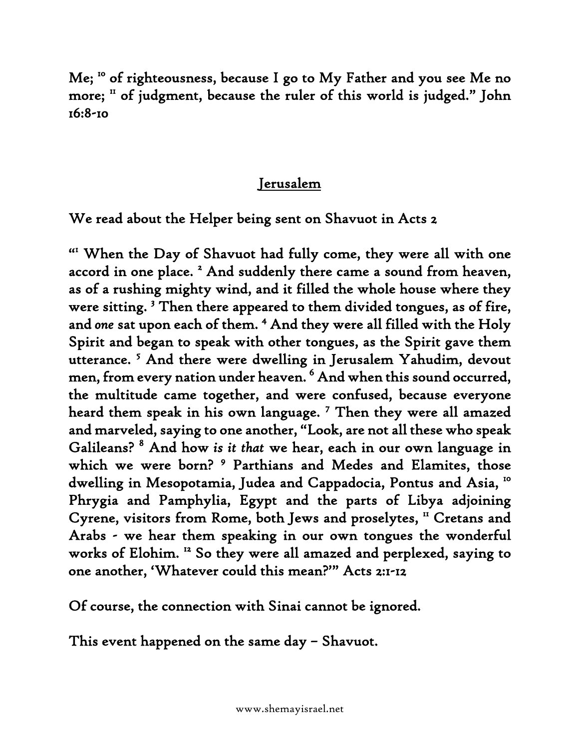Me; [10] of righteousness, because I go to My Father and you see Me no more; [11] of judgment, because the ruler of this world is judged." John 16:8-10

## Jerusalem

We read about the Helper being sent on Shavuot in Acts 2

"[1] When the Day of Shavuot had fully come, they were all with one accord in one place. [2] And suddenly there came a sound from heaven, as of a rushing mighty wind, and it filled the whole house where they were sitting. [3] Then there appeared to them divided tongues, as of fire, and *one* sat upon each of them. [4] And they were all filled with the Holy Spirit and began to speak with other tongues, as the Spirit gave them utterance. [5] And there were dwelling in Jerusalem Yahudim, devout men, from every nation under heaven. [6] And when this sound occurred, the multitude came together, and were confused, because everyone heard them speak in his own language. [7] Then they were all amazed and marveled, saying to one another, "Look, are not all these who speak Galileans? [8] And how *is it that* we hear, each in our own language in which we were born? [9] Parthians and Medes and Elamites, those dwelling in Mesopotamia, Judea and Cappadocia, Pontus and Asia, [10] Phrygia and Pamphylia, Egypt and the parts of Libya adjoining Cyrene, visitors from Rome, both Jews and proselytes, [11] Cretans and Arabs - we hear them speaking in our own tongues the wonderful works of Elohim. [12] So they were all amazed and perplexed, saying to one another, 'Whatever could this mean?'" Acts 2:1-12

Of course, the connection with Sinai cannot be ignored.

This event happened on the same day – Shavuot.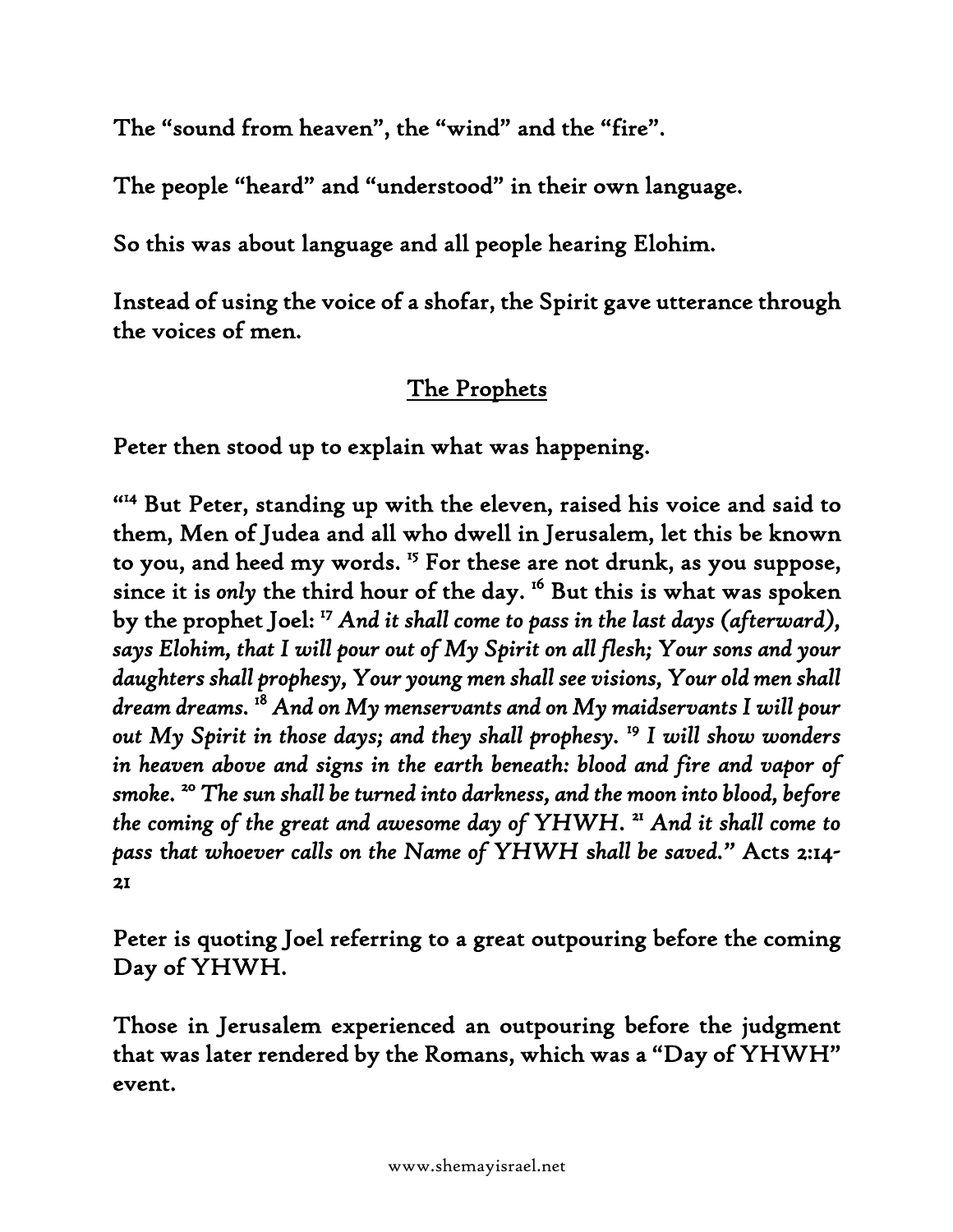The "sound from heaven", the "wind" and the "fire".

The people "heard" and "understood" in their own language.

So this was about language and all people hearing Elohim.

Instead of using the voice of a shofar, the Spirit gave utterance through the voices of men.

## The Prophets

Peter then stood up to explain what was happening.

"[14] But Peter, standing up with the eleven, raised his voice and said to them, Men of Judea and all who dwell in Jerusalem, let this be known to you, and heed my words. [15] For these are not drunk, as you suppose, since it is *only* the third hour of the day. [16] But this is what was spoken by the prophet Joel: [17] *And it shall come to pass in the last days (afterward), says Elohim, that I will pour out of My Spirit on all flesh; Your sons and your daughters shall prophesy, Your young men shall see visions, Your old men shall dream dreams.* [18] *And on My menservants and on My maidservants I will pour out My Spirit in those days; and they shall prophesy.* [19] *I will show wonders in heaven above and signs in the earth beneath: blood and fire and vapor of smoke.* [20] *The sun shall be turned into darkness, and the moon into blood, before the coming of the great and awesome day of YHWH.* [21] *And it shall come to pass that whoever calls on the Name of YHWH shall be saved.*" Acts 2:14-21

Peter is quoting Joel referring to a great outpouring before the coming Day of YHWH.

Those in Jerusalem experienced an outpouring before the judgment that was later rendered by the Romans, which was a "Day of YHWH" event.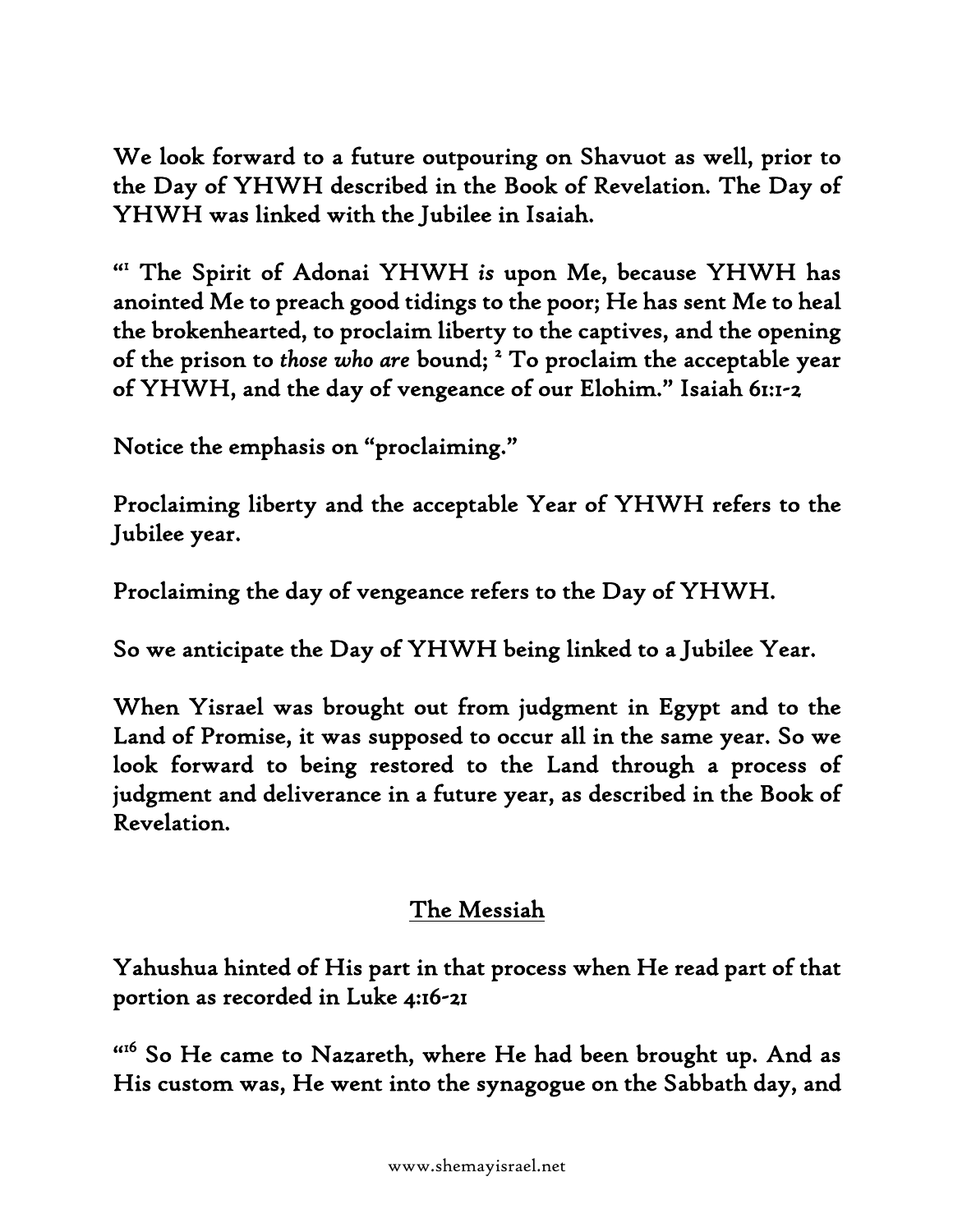We look forward to a future outpouring on Shavuot as well, prior to the Day of YHWH described in the Book of Revelation. The Day of YHWH was linked with the Jubilee in Isaiah.

"[1] The Spirit of Adonai YHWH *is* upon Me, because YHWH has anointed Me to preach good tidings to the poor; He has sent Me to heal the brokenhearted, to proclaim liberty to the captives, and the opening of the prison to *those who are* bound; [2] To proclaim the acceptable year of YHWH, and the day of vengeance of our Elohim." Isaiah 61:1-2

Notice the emphasis on "proclaiming."

Proclaiming liberty and the acceptable Year of YHWH refers to the Jubilee year.

Proclaiming the day of vengeance refers to the Day of YHWH.

So we anticipate the Day of YHWH being linked to a Jubilee Year.

When Yisrael was brought out from judgment in Egypt and to the Land of Promise, it was supposed to occur all in the same year. So we look forward to being restored to the Land through a process of judgment and deliverance in a future year, as described in the Book of Revelation.

## The Messiah

Yahushua hinted of His part in that process when He read part of that portion as recorded in Luke 4:16-21

"[16] So He came to Nazareth, where He had been brought up. And as His custom was, He went into the synagogue on the Sabbath day, and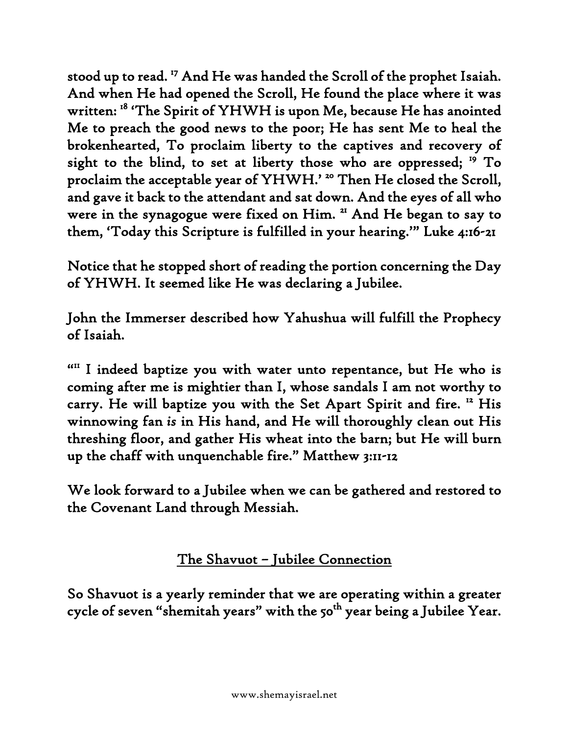stood up to read. [17] And He was handed the Scroll of the prophet Isaiah. And when He had opened the Scroll, He found the place where it was written: [18] 'The Spirit of YHWH is upon Me, because He has anointed Me to preach the good news to the poor; He has sent Me to heal the brokenhearted, To proclaim liberty to the captives and recovery of sight to the blind, to set at liberty those who are oppressed; [19] To proclaim the acceptable year of YHWH.' [20] Then He closed the Scroll, and gave it back to the attendant and sat down. And the eyes of all who were in the synagogue were fixed on Him. [21] And He began to say to them, 'Today this Scripture is fulfilled in your hearing.'" Luke 4:16-21

Notice that he stopped short of reading the portion concerning the Day of YHWH. It seemed like He was declaring a Jubilee.

John the Immerser described how Yahushua will fulfill the Prophecy of Isaiah.

"[11] I indeed baptize you with water unto repentance, but He who is coming after me is mightier than I, whose sandals I am not worthy to carry. He will baptize you with the Set Apart Spirit and fire. [12] His winnowing fan *is* in His hand, and He will thoroughly clean out His threshing floor, and gather His wheat into the barn; but He will burn up the chaff with unquenchable fire." Matthew 3:11-12

We look forward to a Jubilee when we can be gathered and restored to the Covenant Land through Messiah.

## The Shavuot – Jubilee Connection

So Shavuot is a yearly reminder that we are operating within a greater cycle of seven "shemitah years" with the 50th year being a Jubilee Year.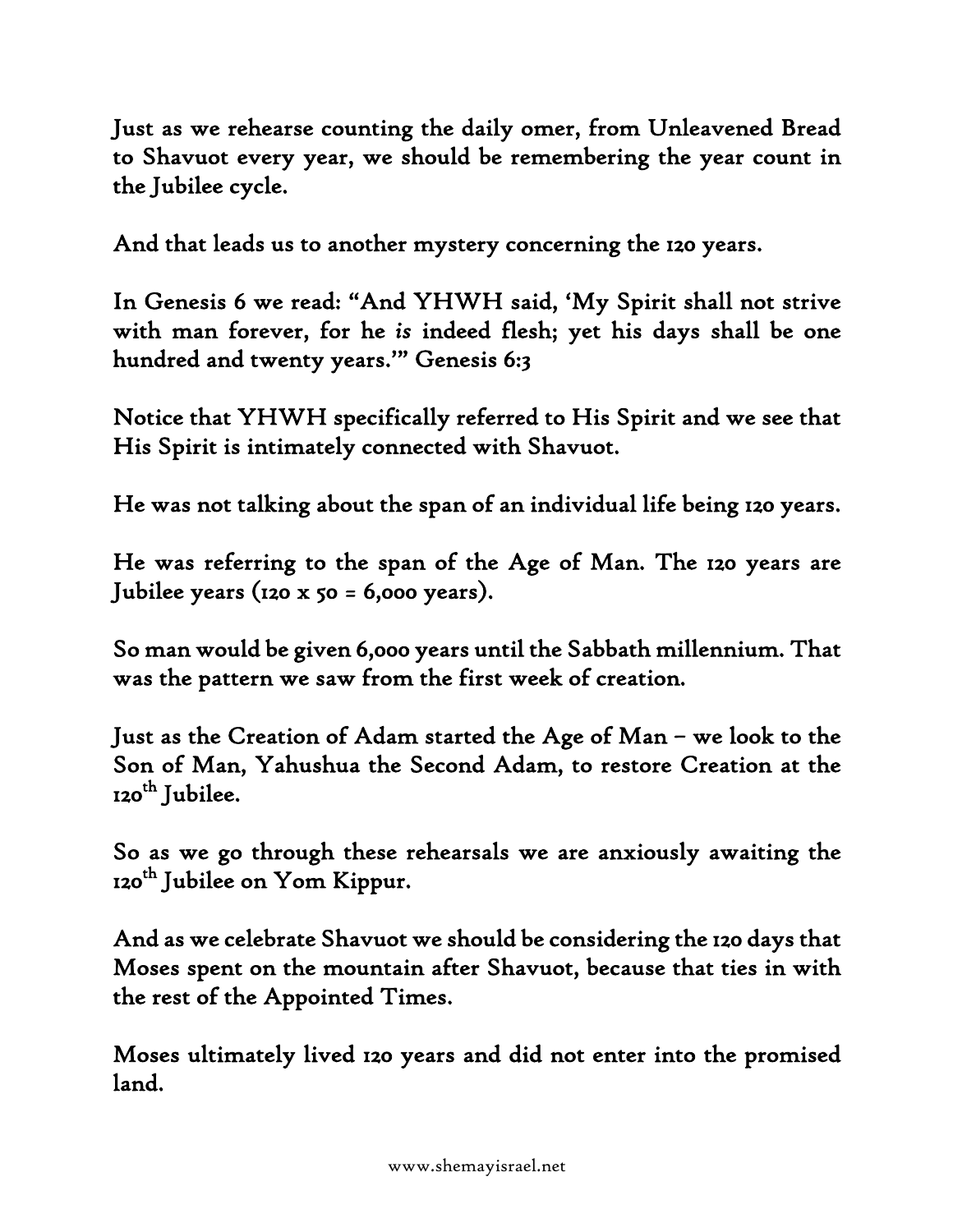Just as we rehearse counting the daily omer, from Unleavened Bread to Shavuot every year, we should be remembering the year count in the Jubilee cycle.

And that leads us to another mystery concerning the 120 years.

In Genesis 6 we read: "And YHWH said, 'My Spirit shall not strive with man forever, for he *is* indeed flesh; yet his days shall be one hundred and twenty years.'" Genesis 6:3

Notice that YHWH specifically referred to His Spirit and we see that His Spirit is intimately connected with Shavuot.

He was not talking about the span of an individual life being 120 years.

He was referring to the span of the Age of Man. The 120 years are Jubilee years (120 x 50 = 6,000 years).

So man would be given 6,000 years until the Sabbath millennium. That was the pattern we saw from the first week of creation.

Just as the Creation of Adam started the Age of Man – we look to the Son of Man, Yahushua the Second Adam, to restore Creation at the 120th Jubilee.

So as we go through these rehearsals we are anxiously awaiting the 120th Jubilee on Yom Kippur.

And as we celebrate Shavuot we should be considering the 120 days that Moses spent on the mountain after Shavuot, because that ties in with the rest of the Appointed Times.

Moses ultimately lived 120 years and did not enter into the promised land.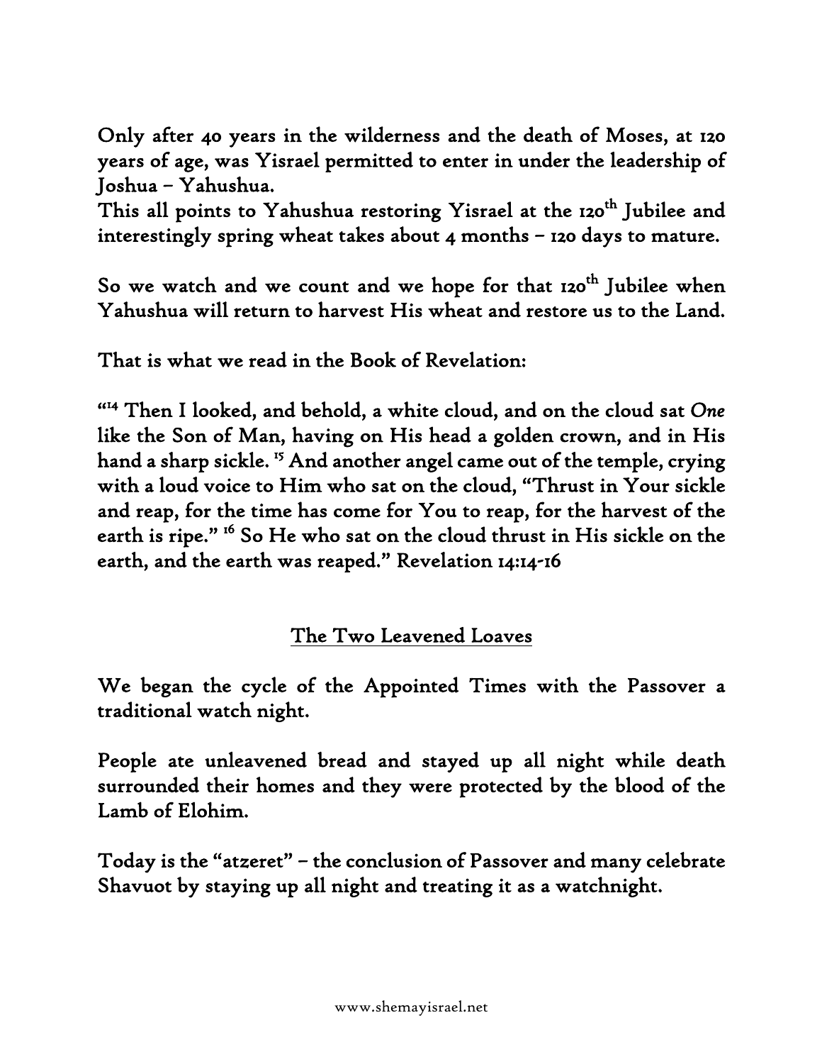Only after 40 years in the wilderness and the death of Moses, at 120 years of age, was Yisrael permitted to enter in under the leadership of Joshua – Yahushua.

This all points to Yahushua restoring Yisrael at the 120th Jubilee and interestingly spring wheat takes about 4 months – 120 days to mature.

So we watch and we count and we hope for that 120th Jubilee when Yahushua will return to harvest His wheat and restore us to the Land.

That is what we read in the Book of Revelation:

"[14] Then I looked, and behold, a white cloud, and on the cloud sat *One* like the Son of Man, having on His head a golden crown, and in His hand a sharp sickle. [15] And another angel came out of the temple, crying with a loud voice to Him who sat on the cloud, "Thrust in Your sickle and reap, for the time has come for You to reap, for the harvest of the earth is ripe." [16] So He who sat on the cloud thrust in His sickle on the earth, and the earth was reaped." Revelation 14:14-16

## The Two Leavened Loaves

We began the cycle of the Appointed Times with the Passover a traditional watch night.

People ate unleavened bread and stayed up all night while death surrounded their homes and they were protected by the blood of the Lamb of Elohim.

Today is the "atzeret" – the conclusion of Passover and many celebrate Shavuot by staying up all night and treating it as a watchnight.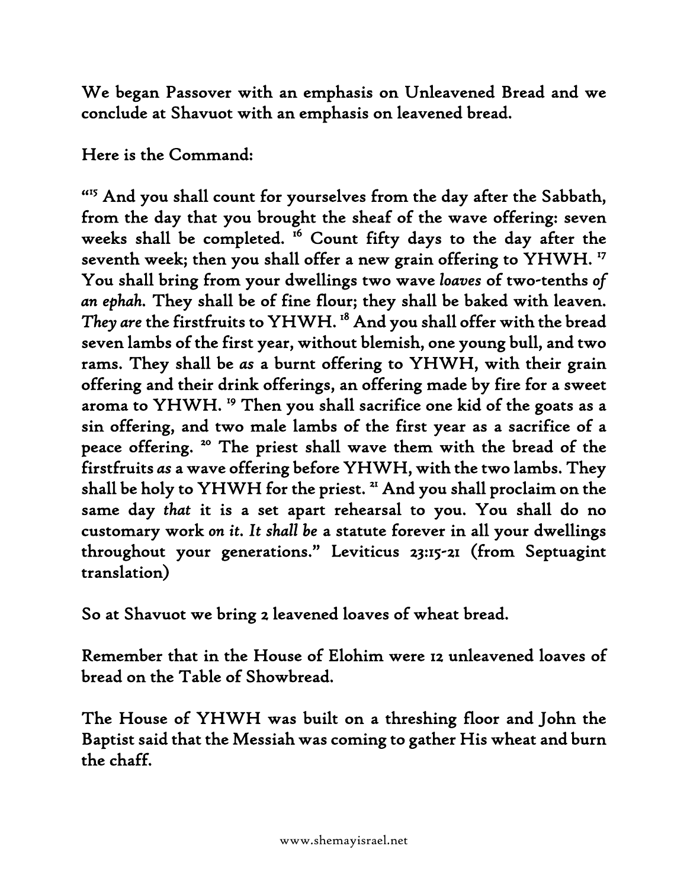We began Passover with an emphasis on Unleavened Bread and we conclude at Shavuot with an emphasis on leavened bread.

Here is the Command:

"[15] And you shall count for yourselves from the day after the Sabbath, from the day that you brought the sheaf of the wave offering: seven weeks shall be completed. [16] Count fifty days to the day after the seventh week; then you shall offer a new grain offering to YHWH. [17] You shall bring from your dwellings two wave *loaves* of two-tenths *of an ephah*. They shall be of fine flour; they shall be baked with leaven. *They are* the firstfruits to YHWH. [18] And you shall offer with the bread seven lambs of the first year, without blemish, one young bull, and two rams. They shall be *as* a burnt offering to YHWH, with their grain offering and their drink offerings, an offering made by fire for a sweet aroma to YHWH. [19] Then you shall sacrifice one kid of the goats as a sin offering, and two male lambs of the first year as a sacrifice of a peace offering. [20] The priest shall wave them with the bread of the firstfruits *as* a wave offering before YHWH, with the two lambs. They shall be holy to YHWH for the priest. [21] And you shall proclaim on the same day *that* it is a set apart rehearsal to you. You shall do no customary work *on it*. *It shall be* a statute forever in all your dwellings throughout your generations." Leviticus 23:15-21 (from Septuagint translation)

So at Shavuot we bring 2 leavened loaves of wheat bread.

Remember that in the House of Elohim were 12 unleavened loaves of bread on the Table of Showbread.

The House of YHWH was built on a threshing floor and John the Baptist said that the Messiah was coming to gather His wheat and burn the chaff.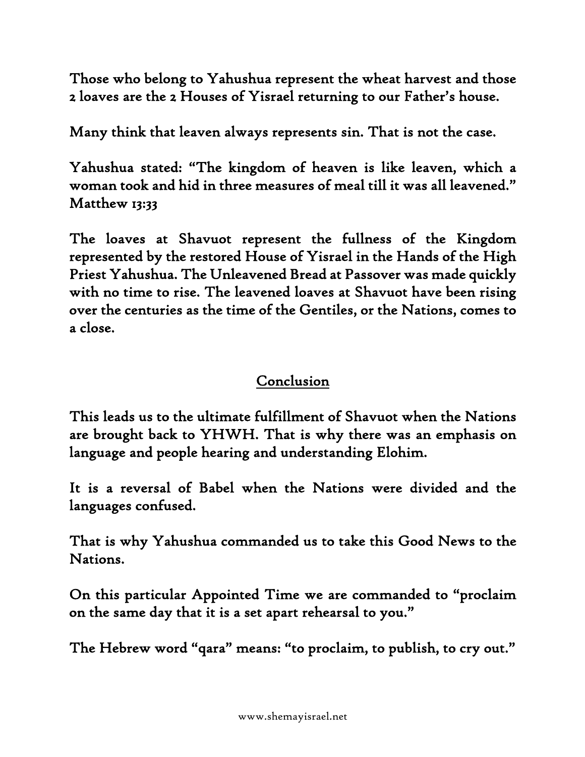Those who belong to Yahushua represent the wheat harvest and those 2 loaves are the 2 Houses of Yisrael returning to our Father's house.

Many think that leaven always represents sin. That is not the case.

Yahushua stated: "The kingdom of heaven is like leaven, which a woman took and hid in three measures of meal till it was all leavened." Matthew 13:33

The loaves at Shavuot represent the fullness of the Kingdom represented by the restored House of Yisrael in the Hands of the High Priest Yahushua. The Unleavened Bread at Passover was made quickly with no time to rise. The leavened loaves at Shavuot have been rising over the centuries as the time of the Gentiles, or the Nations, comes to a close.

## Conclusion

This leads us to the ultimate fulfillment of Shavuot when the Nations are brought back to YHWH. That is why there was an emphasis on language and people hearing and understanding Elohim.

It is a reversal of Babel when the Nations were divided and the languages confused.

That is why Yahushua commanded us to take this Good News to the Nations.

On this particular Appointed Time we are commanded to "proclaim on the same day that it is a set apart rehearsal to you."

The Hebrew word "qara" means: "to proclaim, to publish, to cry out."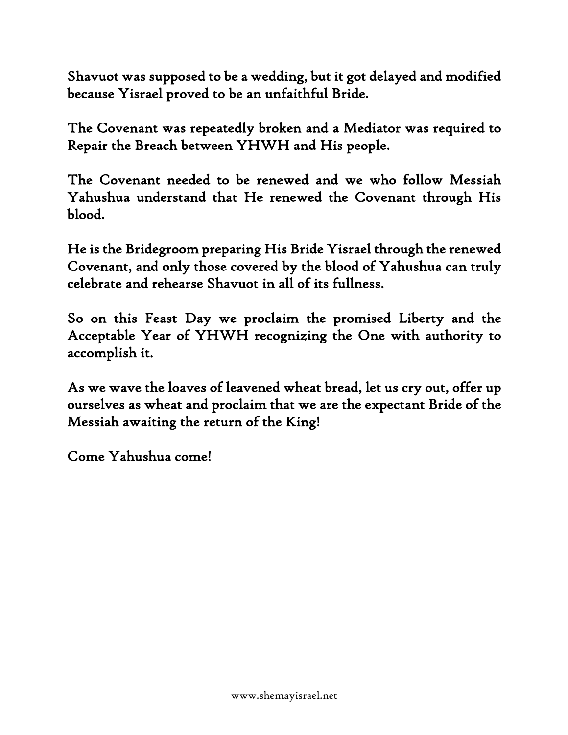Shavuot was supposed to be a wedding, but it got delayed and modified because Yisrael proved to be an unfaithful Bride.

The Covenant was repeatedly broken and a Mediator was required to Repair the Breach between YHWH and His people.

The Covenant needed to be renewed and we who follow Messiah Yahushua understand that He renewed the Covenant through His blood.

He is the Bridegroom preparing His Bride Yisrael through the renewed Covenant, and only those covered by the blood of Yahushua can truly celebrate and rehearse Shavuot in all of its fullness.

So on this Feast Day we proclaim the promised Liberty and the Acceptable Year of YHWH recognizing the One with authority to accomplish it.

As we wave the loaves of leavened wheat bread, let us cry out, offer up ourselves as wheat and proclaim that we are the expectant Bride of the Messiah awaiting the return of the King!

Come Yahushua come!